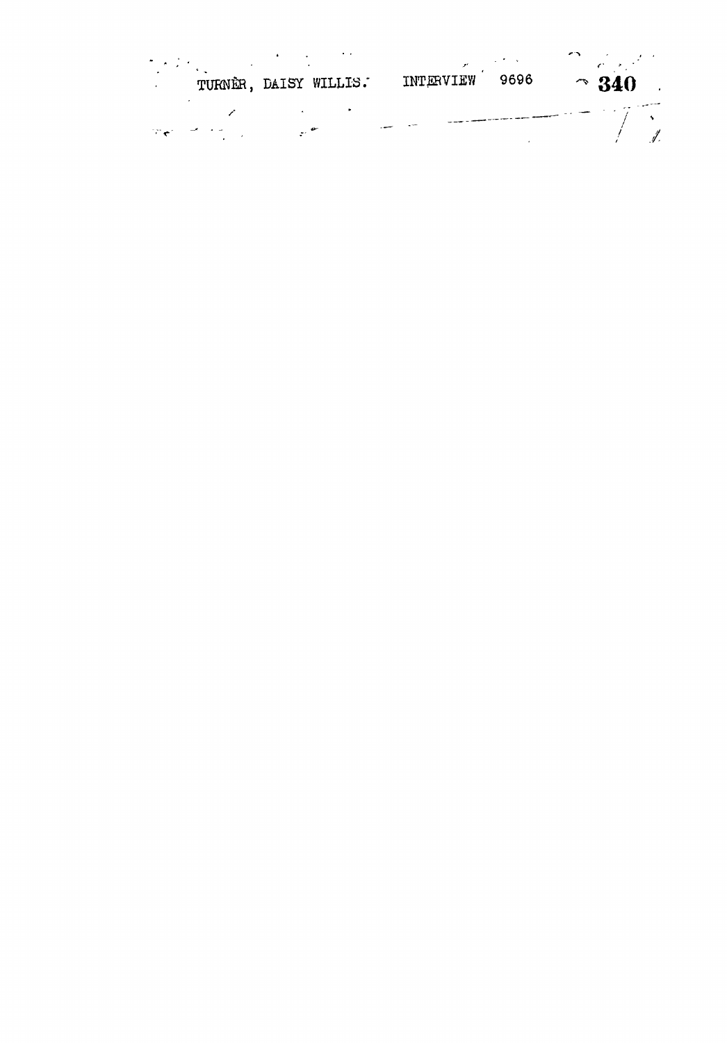TURNER, DAISY WILLIS. INTERVIEW 9696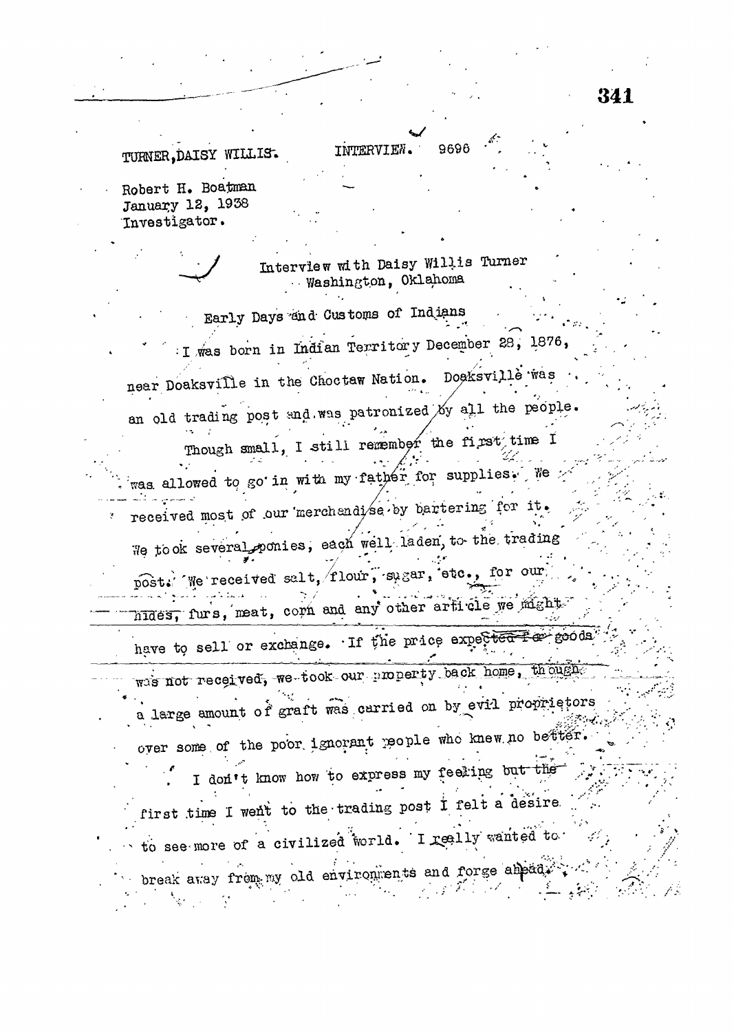TURNER, DAISY WILLIS. INTERVIEW. 9696

Robert H. Boatman
January 12, 1938
Investigator.

Interview with Daisy Willis Turner
Washington, Oklahoma

Early Days and Customs of Indians

I was born in Indian Territory December 28, 1876, near Doaksville in the Choctaw Nation. Doaksville was an old trading post and was patronized by all the people.

Though small, I still remember the first time I was allowed to go in with my father for supplies. We received most of our merchandise by bartering for it. We took several ponies, each well laden, to the trading post. We received salt, flour, sugar, etc., for our hides, furs, meat, corn and any other article we might have to sell or exchange. If the price expected for goods was not received, we took our property back home, though a large amount of graft was carried on by evil proprietors over some of the poor ignorant people who knew no better.

I don't know how to express my feeling but the first time I went to the trading post I felt a desire to see more of a civilized world. I really wanted to break away from my old environments and forge ahead.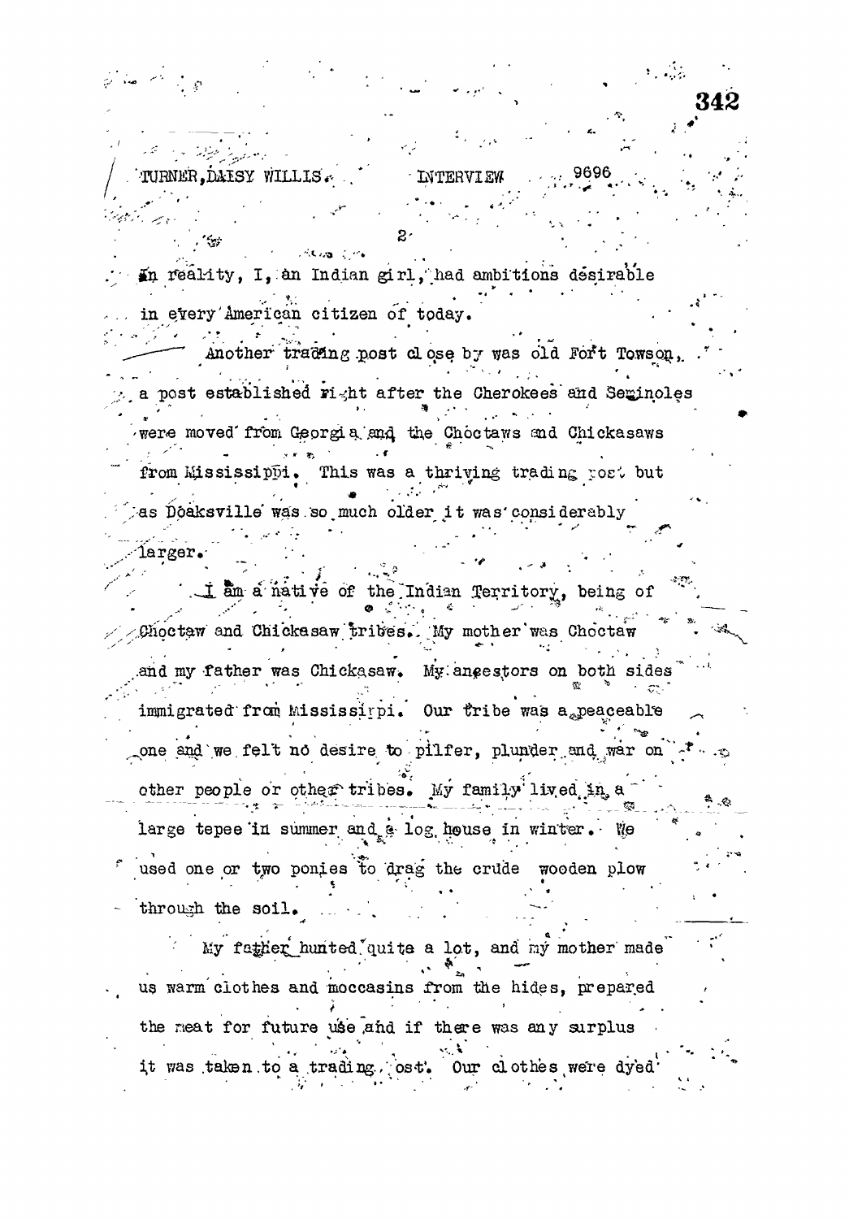TURNER, DAISY WILLIS. INTERVIEW 9696

In reality, I, an Indian girl, had ambitions desirable in every American citizen of today.

Another trading post close by was old Fort Towson, a post established right after the Cherokees and Seminoles were moved from Georgia and the Choctaws and Chickasaws from Mississippi. This was a thriving trading post but as Doaksville was so much older it was considerably larger.

I am a native of the Indian Territory, being of Choctaw and Chickasaw tribes. My mother was Choctaw and my father was Chickasaw. My ancestors on both sides immigrated from Mississippi. Our tribe was a peaceable one and we felt no desire to pilfer, plunder and war on other people or other tribes. My family lived in a large tepee in summer and a log house in winter. We used one or two ponies to drag the crude wooden plow through the soil.

My father hunted quite a lot, and my mother made us warm clothes and moccasins from the hides, prepared the meat for future use and if there was any surplus it was taken to a trading post. Our clothes were dyed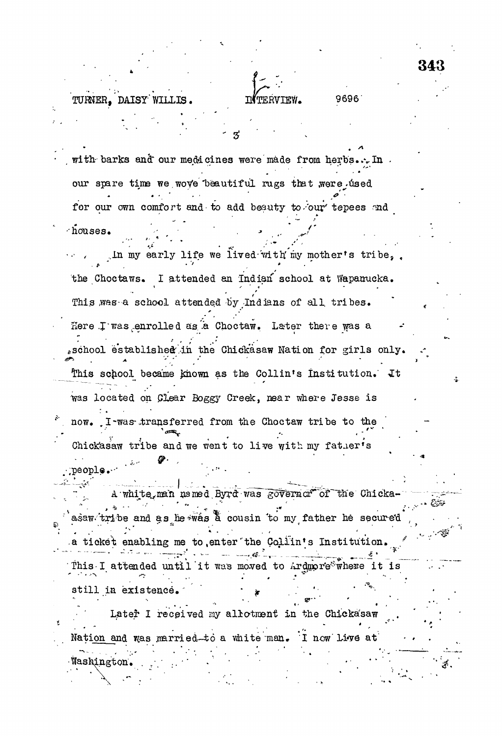with barks and our medicines were made from herbs. In our spare time we wove beautiful rugs that were used for our own comfort and to add beauty to our tepees and houses.

In my early life we lived with my mother's tribe, the Choctaws. I attended an Indian school at Wapanucka. This was a school attended by Indians of all tribes. Here I was enrolled as a Choctaw. Later there was a school established in the Chickasaw Nation for girls only. This school became known as the Collin's Institution. It was located on Clear Boggy Creek, near where Jesse is now. I was transferred from the Choctaw tribe to the Chickasaw tribe and we went to live with my father's people.

A white man named Byrd was governor of the Chickasaw tribe and as he was a cousin to my father he secured a ticket enabling me to enter the Collin's Institution. This I attended until it was moved to Ardmore where it is still in existence.

Later I received my allotment in the Chickasaw Nation and was married to a white man. I now live at Washington.